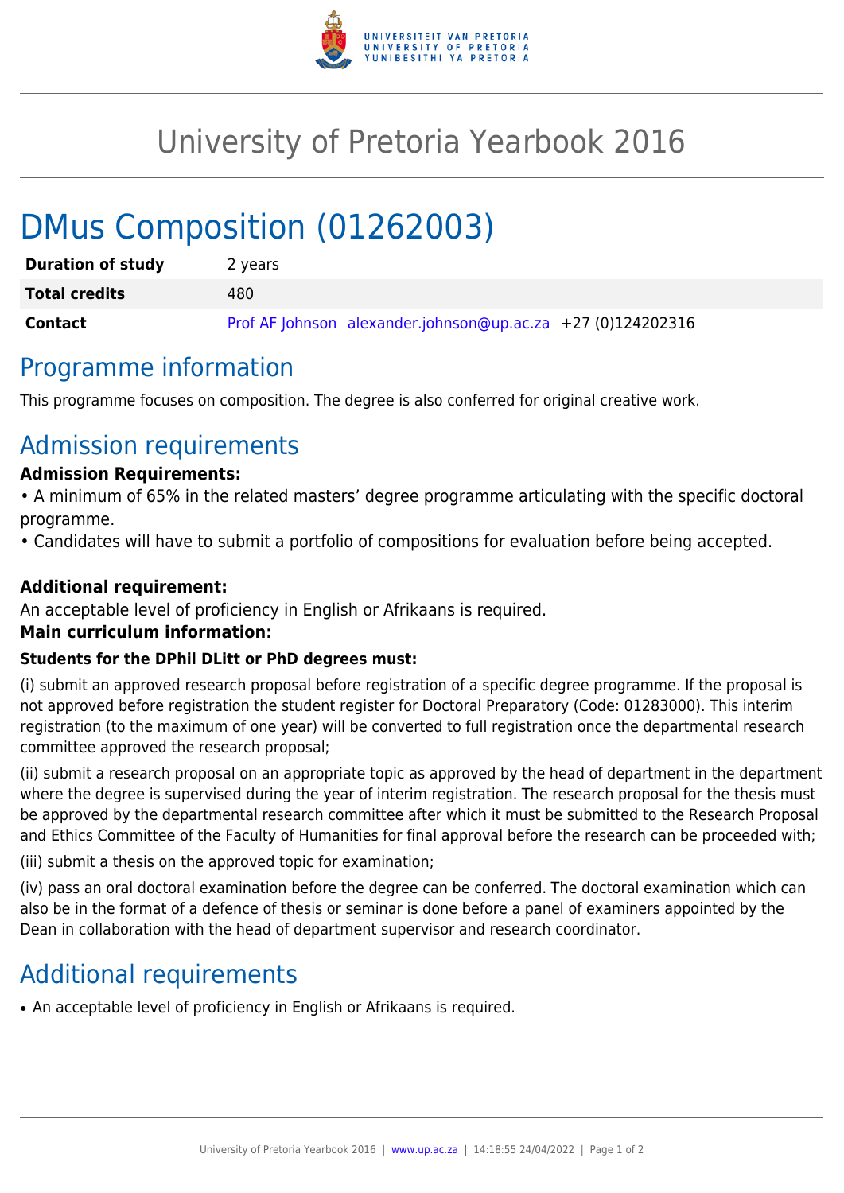# University of Pretoria Yearbook 2016

# DMus Composition (01262003)

| | |
|---|---|
| **Duration of study** | 2 years |
| **Total credits** | 480 |
| **Contact** | Prof AF Johnson alexander.johnson@up.ac.za +27 (0)124202316 |

## Programme information

This programme focuses on composition. The degree is also conferred for original creative work.

## Admission requirements

**Admission Requirements:**

• A minimum of 65% in the related masters' degree programme articulating with the specific doctoral programme.
• Candidates will have to submit a portfolio of compositions for evaluation before being accepted.

**Additional requirement:**

An acceptable level of proficiency in English or Afrikaans is required.

**Main curriculum information:**

**Students for the DPhil DLitt or PhD degrees must:**

(i) submit an approved research proposal before registration of a specific degree programme. If the proposal is not approved before registration the student register for Doctoral Preparatory (Code: 01283000). This interim registration (to the maximum of one year) will be converted to full registration once the departmental research committee approved the research proposal;

(ii) submit a research proposal on an appropriate topic as approved by the head of department in the department where the degree is supervised during the year of interim registration. The research proposal for the thesis must be approved by the departmental research committee after which it must be submitted to the Research Proposal and Ethics Committee of the Faculty of Humanities for final approval before the research can be proceeded with;

(iii) submit a thesis on the approved topic for examination;

(iv) pass an oral doctoral examination before the degree can be conferred. The doctoral examination which can also be in the format of a defence of thesis or seminar is done before a panel of examiners appointed by the Dean in collaboration with the head of department supervisor and research coordinator.

## Additional requirements

- An acceptable level of proficiency in English or Afrikaans is required.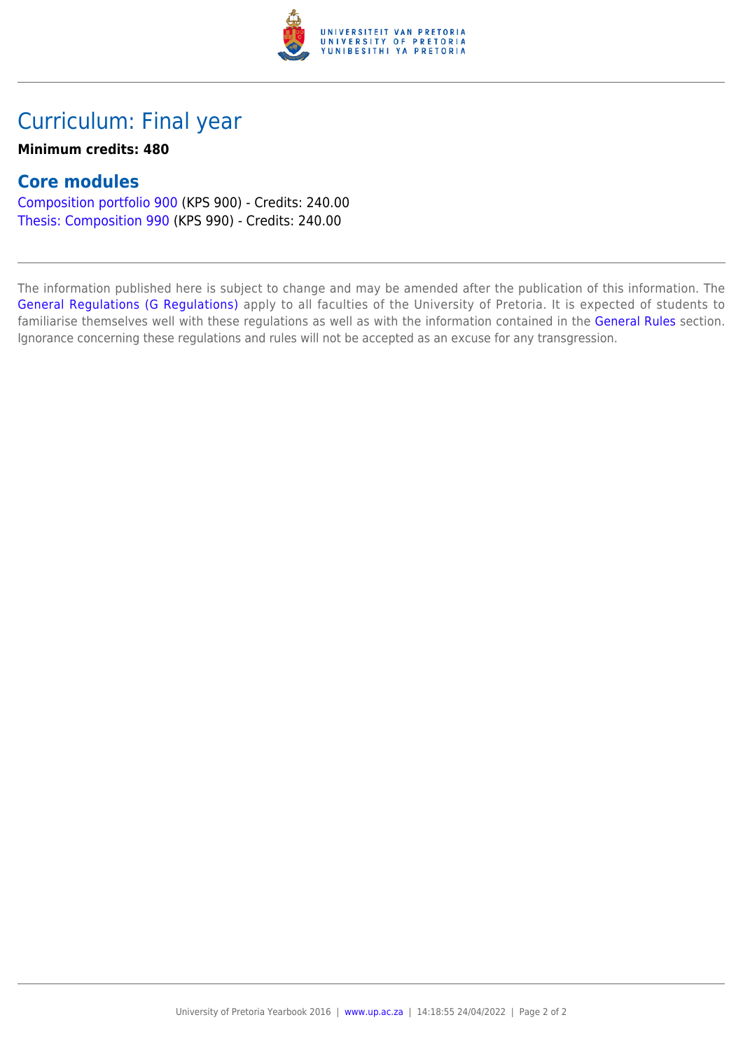## Curriculum: Final year

**Minimum credits: 480**

### Core modules

Composition portfolio 900 (KPS 900) - Credits: 240.00
Thesis: Composition 990 (KPS 990) - Credits: 240.00

The information published here is subject to change and may be amended after the publication of this information. The General Regulations (G Regulations) apply to all faculties of the University of Pretoria. It is expected of students to familiarise themselves well with these regulations as well as with the information contained in the General Rules section. Ignorance concerning these regulations and rules will not be accepted as an excuse for any transgression.